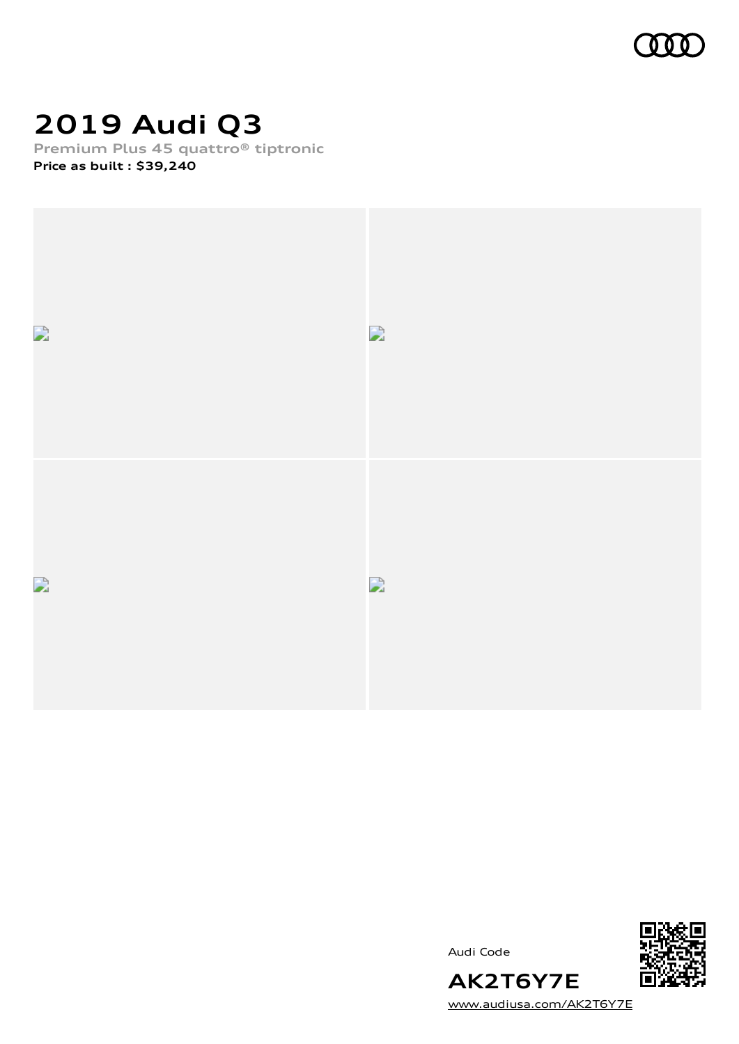# 2019 Audi Q3

**Premium Plus 45 quattro® tiptronic**

**Price as built : $39,240**

Audi Code

**AK2T6Y7E**

www.audiusa.com/AK2T6Y7E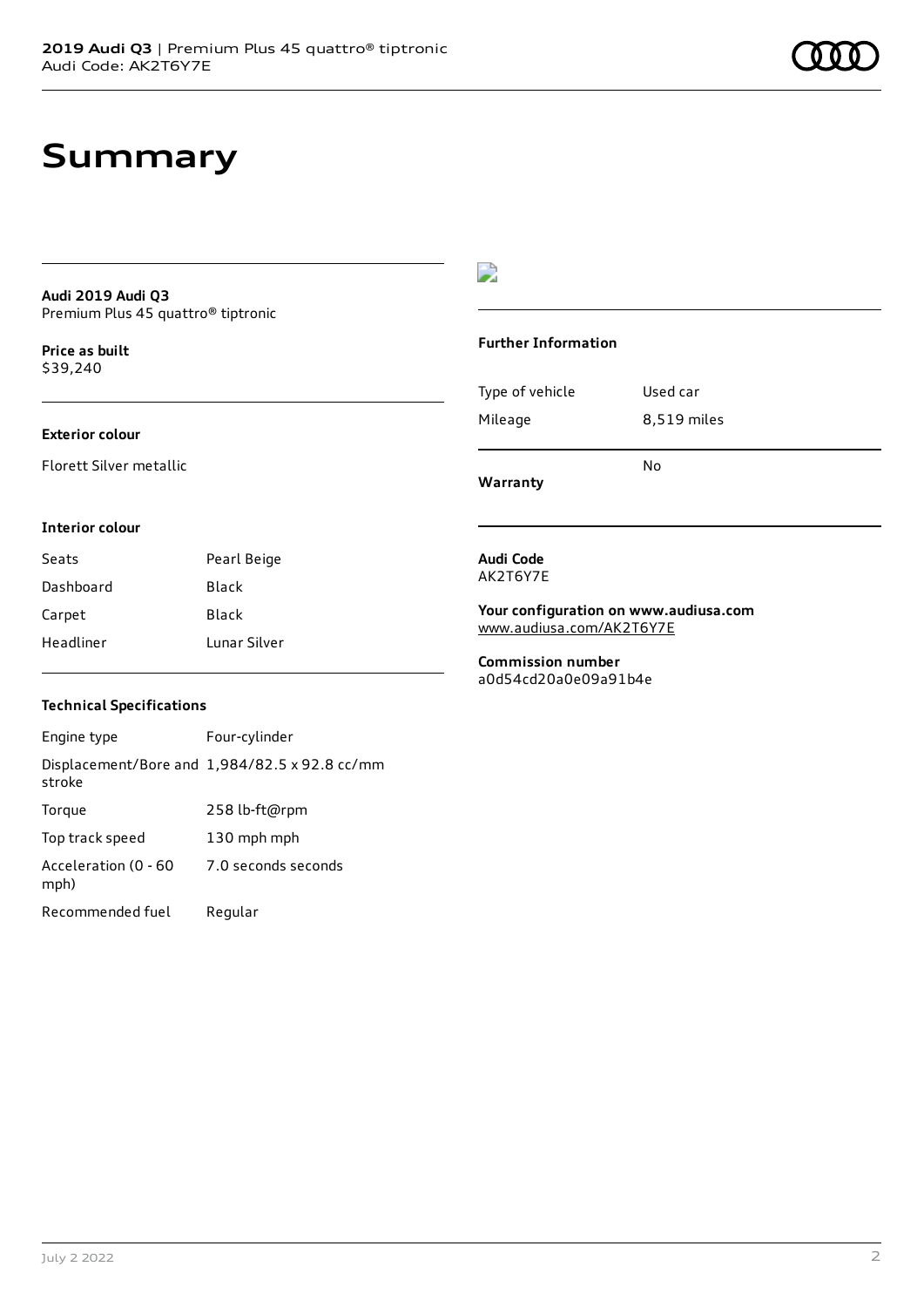# Summary

**Audi 2019 Audi Q3**
Premium Plus 45 quattro® tiptronic

**Price as built**
$39,240

### Exterior colour

Florett Silver metallic

### Interior colour

| Seats | Pearl Beige |
| --- | --- |
| Dashboard | Black |
| Carpet | Black |
| Headliner | Lunar Silver |

### Technical Specifications

| Engine type | Four-cylinder |
| --- | --- |
| Displacement/Bore and stroke | 1,984/82.5 x 92.8 cc/mm |
| Torque | 258 lb-ft@rpm |
| Top track speed | 130 mph mph |
| Acceleration (0 - 60 mph) | 7.0 seconds seconds |
| Recommended fuel | Regular |

### Further Information

| Type of vehicle | Used car |
| --- | --- |
| Mileage | 8,519 miles |
| **Warranty** | No |

**Audi Code**
AK2T6Y7E

**Your configuration on www.audiusa.com**
www.audiusa.com/AK2T6Y7E

**Commission number**
a0d54cd20a0e09a91b4e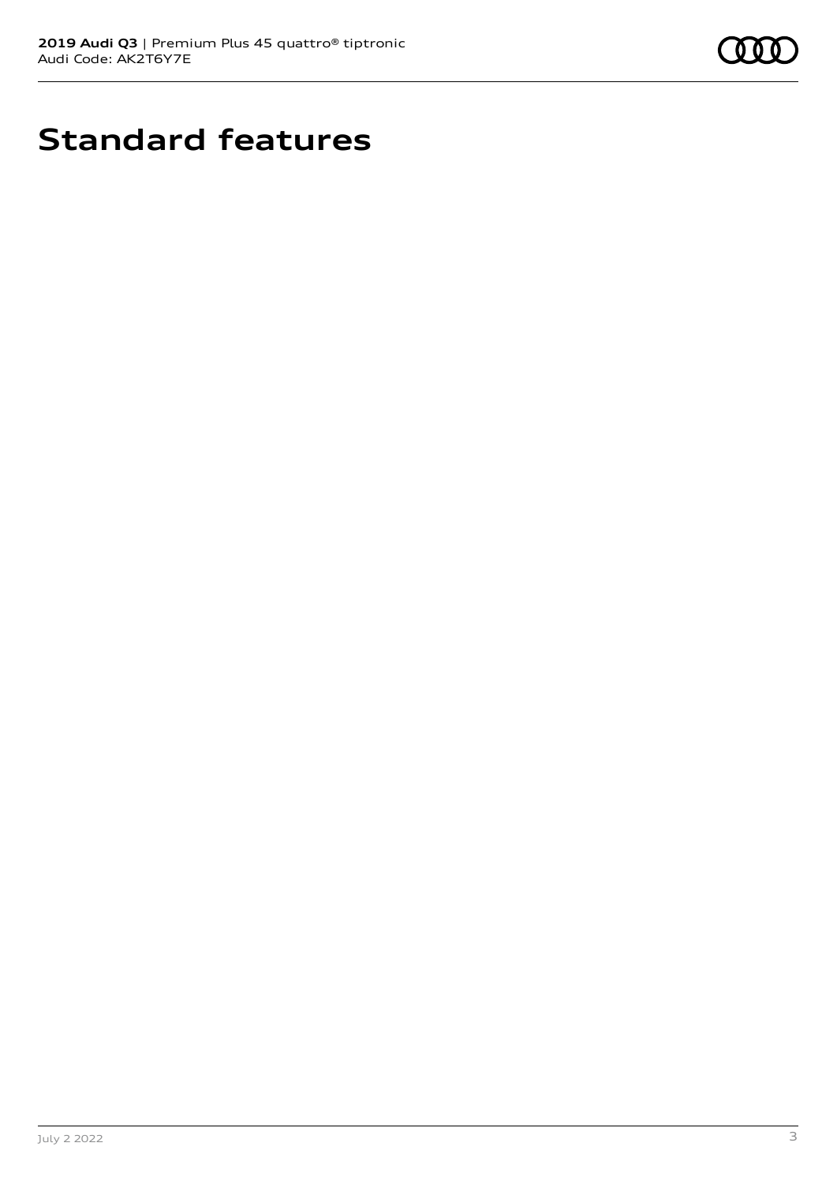# Standard features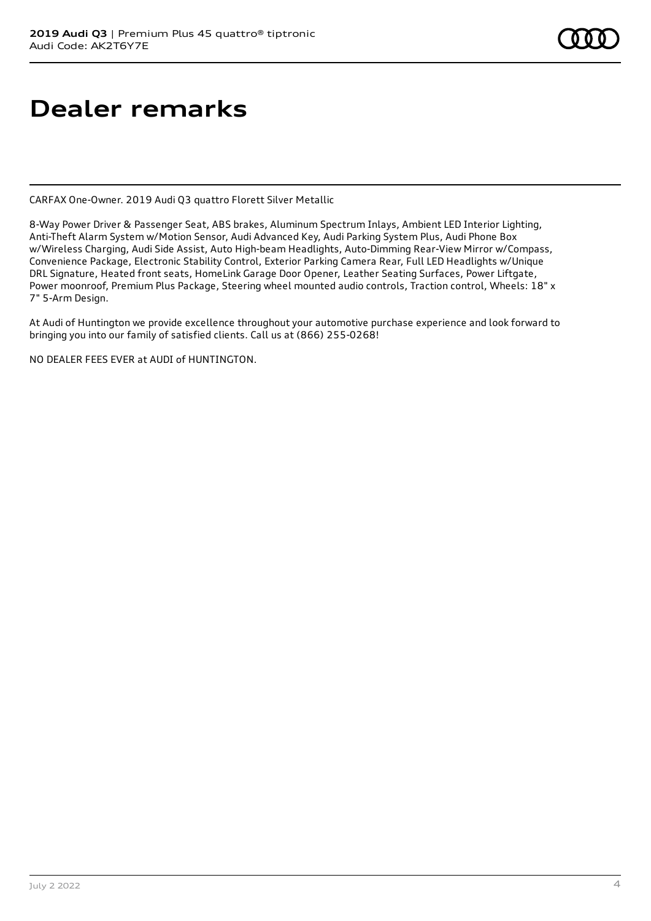# Dealer remarks

CARFAX One-Owner. 2019 Audi Q3 quattro Florett Silver Metallic

8-Way Power Driver & Passenger Seat, ABS brakes, Aluminum Spectrum Inlays, Ambient LED Interior Lighting, Anti-Theft Alarm System w/Motion Sensor, Audi Advanced Key, Audi Parking System Plus, Audi Phone Box w/Wireless Charging, Audi Side Assist, Auto High-beam Headlights, Auto-Dimming Rear-View Mirror w/Compass, Convenience Package, Electronic Stability Control, Exterior Parking Camera Rear, Full LED Headlights w/Unique DRL Signature, Heated front seats, HomeLink Garage Door Opener, Leather Seating Surfaces, Power Liftgate, Power moonroof, Premium Plus Package, Steering wheel mounted audio controls, Traction control, Wheels: 18" x 7" 5-Arm Design.

At Audi of Huntington we provide excellence throughout your automotive purchase experience and look forward to bringing you into our family of satisfied clients. Call us at (866) 255-0268!

NO DEALER FEES EVER at AUDI of HUNTINGTON.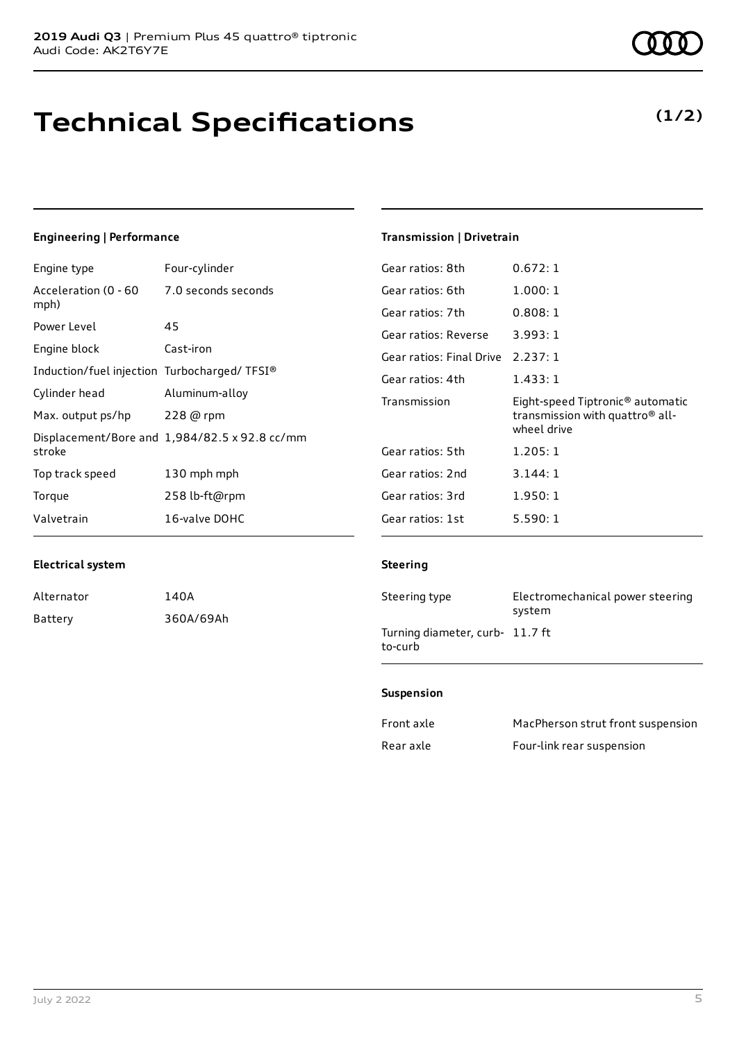# Technical Specifications

**(1/2)**

## Engineering | Performance

| | |
|---|---|
| Engine type | Four-cylinder |
| Acceleration (0 - 60 mph) | 7.0 seconds seconds |
| Power Level | 45 |
| Engine block | Cast-iron |
| Induction/fuel injection | Turbocharged/ TFSI® |
| Cylinder head | Aluminum-alloy |
| Max. output ps/hp | 228 @ rpm |
| Displacement/Bore and stroke | 1,984/82.5 x 92.8 cc/mm |
| Top track speed | 130 mph mph |
| Torque | 258 lb-ft@rpm |
| Valvetrain | 16-valve DOHC |

## Electrical system

| | |
|---|---|
| Alternator | 140A |
| Battery | 360A/69Ah |

## Transmission | Drivetrain

| | |
|---|---|
| Gear ratios: 8th | 0.672: 1 |
| Gear ratios: 6th | 1.000: 1 |
| Gear ratios: 7th | 0.808: 1 |
| Gear ratios: Reverse | 3.993: 1 |
| Gear ratios: Final Drive | 2.237: 1 |
| Gear ratios: 4th | 1.433: 1 |
| Transmission | Eight-speed Tiptronic® automatic transmission with quattro® all-wheel drive |
| Gear ratios: 5th | 1.205: 1 |
| Gear ratios: 2nd | 3.144: 1 |
| Gear ratios: 3rd | 1.950: 1 |
| Gear ratios: 1st | 5.590: 1 |

## Steering

| | |
|---|---|
| Steering type | Electromechanical power steering system |
| Turning diameter, curb-to-curb | 11.7 ft |

## Suspension

| | |
|---|---|
| Front axle | MacPherson strut front suspension |
| Rear axle | Four-link rear suspension |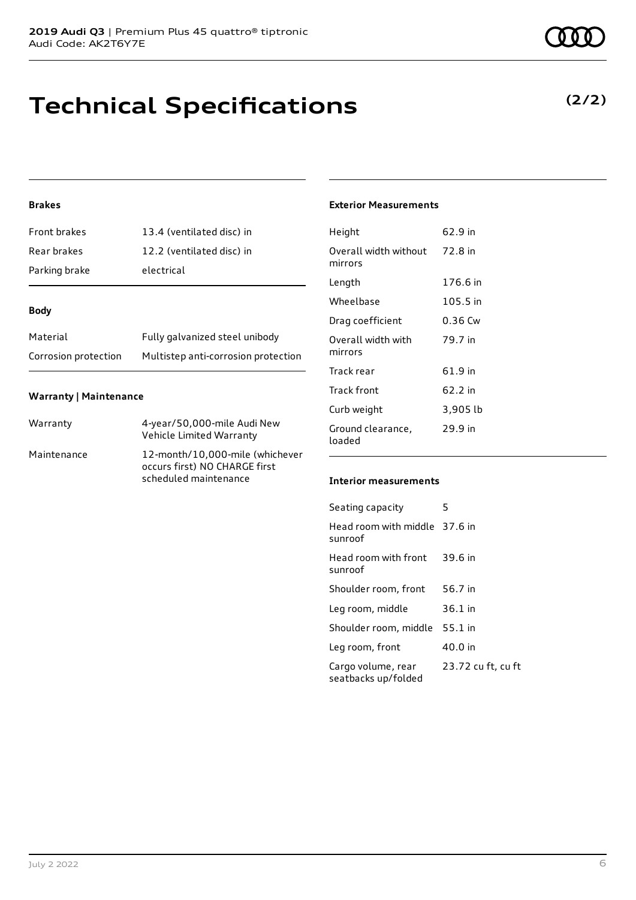# Technical Specifications

**(2/2)**

### Brakes

| | |
|---|---|
| Front brakes | 13.4 (ventilated disc) in |
| Rear brakes | 12.2 (ventilated disc) in |
| Parking brake | electrical |

### Body

| | |
|---|---|
| Material | Fully galvanized steel unibody |
| Corrosion protection | Multistep anti-corrosion protection |

### Warranty | Maintenance

| | |
|---|---|
| Warranty | 4-year/50,000-mile Audi New Vehicle Limited Warranty |
| Maintenance | 12-month/10,000-mile (whichever occurs first) NO CHARGE first scheduled maintenance |

### Exterior Measurements

| | |
|---|---|
| Height | 62.9 in |
| Overall width without mirrors | 72.8 in |
| Length | 176.6 in |
| Wheelbase | 105.5 in |
| Drag coefficient | 0.36 Cw |
| Overall width with mirrors | 79.7 in |
| Track rear | 61.9 in |
| Track front | 62.2 in |
| Curb weight | 3,905 lb |
| Ground clearance, loaded | 29.9 in |

### Interior measurements

| | |
|---|---|
| Seating capacity | 5 |
| Head room with middle sunroof | 37.6 in |
| Head room with front sunroof | 39.6 in |
| Shoulder room, front | 56.7 in |
| Leg room, middle | 36.1 in |
| Shoulder room, middle | 55.1 in |
| Leg room, front | 40.0 in |
| Cargo volume, rear seatbacks up/folded | 23.72 cu ft, cu ft |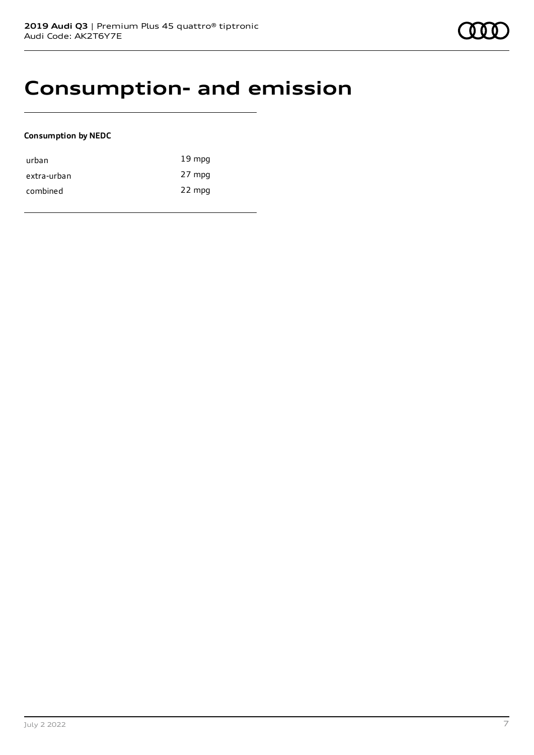# Consumption- and emission

**Consumption by NEDC**

| | |
|---|---|
| urban | 19 mpg |
| extra-urban | 27 mpg |
| combined | 22 mpg |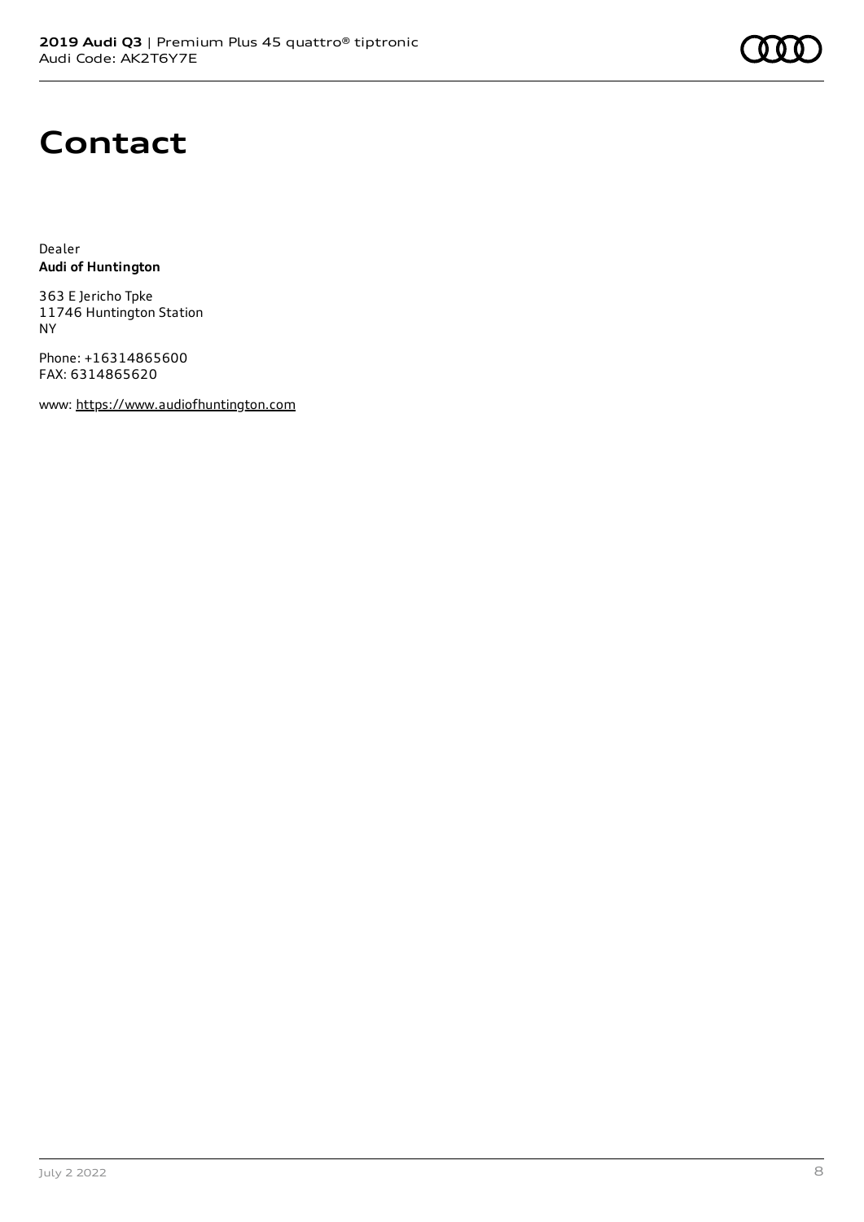# Contact

Dealer
**Audi of Huntington**

363 E Jericho Tpke
11746 Huntington Station
NY

Phone: +16314865600
FAX: 6314865620

www: https://www.audiofhuntington.com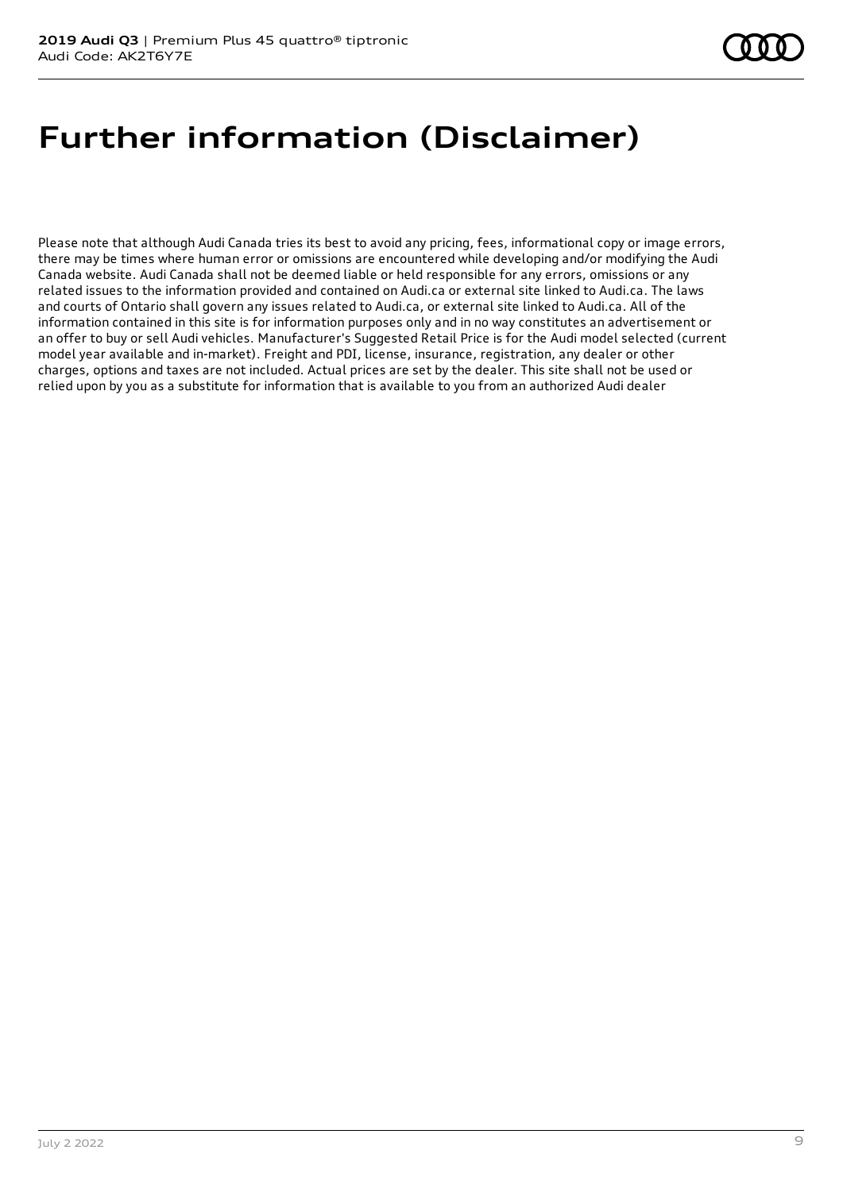# Further information (Disclaimer)

Please note that although Audi Canada tries its best to avoid any pricing, fees, informational copy or image errors, there may be times where human error or omissions are encountered while developing and/or modifying the Audi Canada website. Audi Canada shall not be deemed liable or held responsible for any errors, omissions or any related issues to the information provided and contained on Audi.ca or external site linked to Audi.ca. The laws and courts of Ontario shall govern any issues related to Audi.ca, or external site linked to Audi.ca. All of the information contained in this site is for information purposes only and in no way constitutes an advertisement or an offer to buy or sell Audi vehicles. Manufacturer's Suggested Retail Price is for the Audi model selected (current model year available and in-market). Freight and PDI, license, insurance, registration, any dealer or other charges, options and taxes are not included. Actual prices are set by the dealer. This site shall not be used or relied upon by you as a substitute for information that is available to you from an authorized Audi dealer